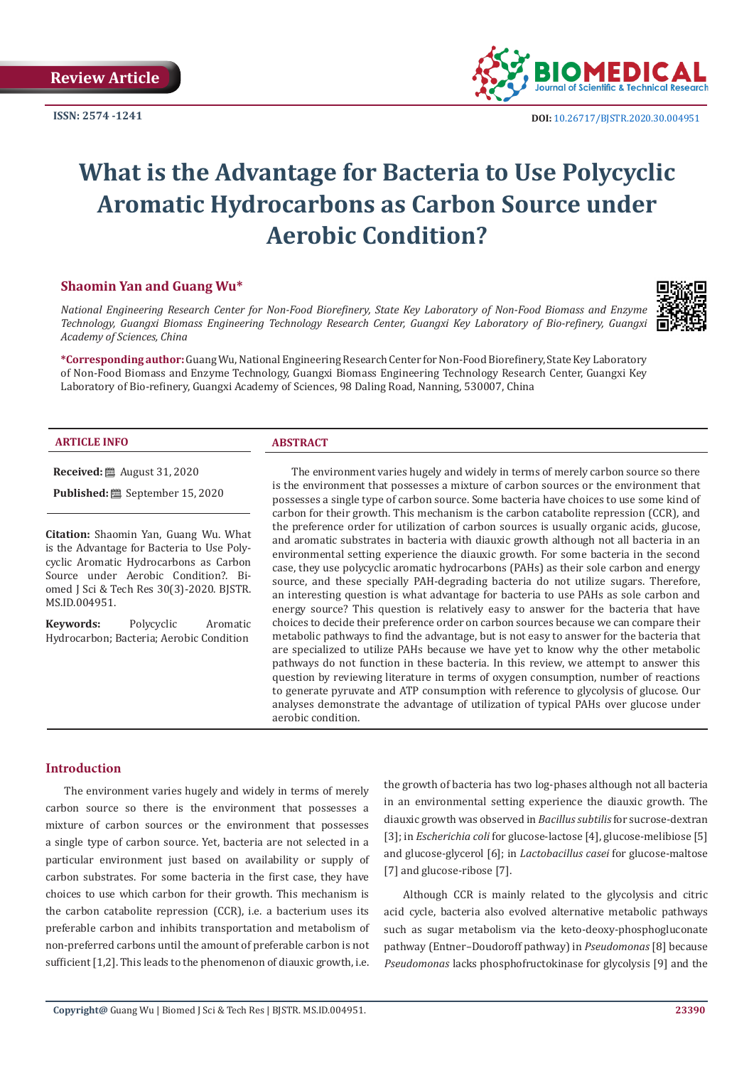Review Article

ISSN: 2574 -1241

DOI: 10.26717/BJSTR.2020.30.004951

# What is the Advantage for Bacteria to Use Polycyclic Aromatic Hydrocarbons as Carbon Source under Aerobic Condition?

**Shaomin Yan and Guang Wu***

*National Engineering Research Center for Non-Food Biorefinery, State Key Laboratory of Non-Food Biomass and Enzyme Technology, Guangxi Biomass Engineering Technology Research Center, Guangxi Key Laboratory of Bio-refinery, Guangxi Academy of Sciences, China*

**\*Corresponding author:** Guang Wu, National Engineering Research Center for Non-Food Biorefinery, State Key Laboratory of Non-Food Biomass and Enzyme Technology, Guangxi Biomass Engineering Technology Research Center, Guangxi Key Laboratory of Bio-refinery, Guangxi Academy of Sciences, 98 Daling Road, Nanning, 530007, China

## ARTICLE INFO

**Received:** August 31, 2020

**Published:** September 15, 2020

**Citation:** Shaomin Yan, Guang Wu. What is the Advantage for Bacteria to Use Polycyclic Aromatic Hydrocarbons as Carbon Source under Aerobic Condition?. Biomed J Sci & Tech Res 30(3)-2020. BJSTR. MS.ID.004951.

**Keywords:** Polycyclic Aromatic Hydrocarbon; Bacteria; Aerobic Condition

## ABSTRACT

The environment varies hugely and widely in terms of merely carbon source so there is the environment that possesses a mixture of carbon sources or the environment that possesses a single type of carbon source. Some bacteria have choices to use some kind of carbon for their growth. This mechanism is the carbon catabolite repression (CCR), and the preference order for utilization of carbon sources is usually organic acids, glucose, and aromatic substrates in bacteria with diauxic growth although not all bacteria in an environmental setting experience the diauxic growth. For some bacteria in the second case, they use polycyclic aromatic hydrocarbons (PAHs) as their sole carbon and energy source, and these specially PAH-degrading bacteria do not utilize sugars. Therefore, an interesting question is what advantage for bacteria to use PAHs as sole carbon and energy source? This question is relatively easy to answer for the bacteria that have choices to decide their preference order on carbon sources because we can compare their metabolic pathways to find the advantage, but is not easy to answer for the bacteria that are specialized to utilize PAHs because we have yet to know why the other metabolic pathways do not function in these bacteria. In this review, we attempt to answer this question by reviewing literature in terms of oxygen consumption, number of reactions to generate pyruvate and ATP consumption with reference to glycolysis of glucose. Our analyses demonstrate the advantage of utilization of typical PAHs over glucose under aerobic condition.

## Introduction

The environment varies hugely and widely in terms of merely carbon source so there is the environment that possesses a mixture of carbon sources or the environment that possesses a single type of carbon source. Yet, bacteria are not selected in a particular environment just based on availability or supply of carbon substrates. For some bacteria in the first case, they have choices to use which carbon for their growth. This mechanism is the carbon catabolite repression (CCR), i.e. a bacterium uses its preferable carbon and inhibits transportation and metabolism of non-preferred carbons until the amount of preferable carbon is not sufficient [1,2]. This leads to the phenomenon of diauxic growth, i.e. the growth of bacteria has two log-phases although not all bacteria in an environmental setting experience the diauxic growth. The diauxic growth was observed in *Bacillus subtilis* for sucrose-dextran [3]; in *Escherichia coli* for glucose-lactose [4], glucose-melibiose [5] and glucose-glycerol [6]; in *Lactobacillus casei* for glucose-maltose [7] and glucose-ribose [7].

Although CCR is mainly related to the glycolysis and citric acid cycle, bacteria also evolved alternative metabolic pathways such as sugar metabolism via the keto-deoxy-phosphogluconate pathway (Entner–Doudoroff pathway) in *Pseudomonas* [8] because *Pseudomonas* lacks phosphofructokinase for glycolysis [9] and the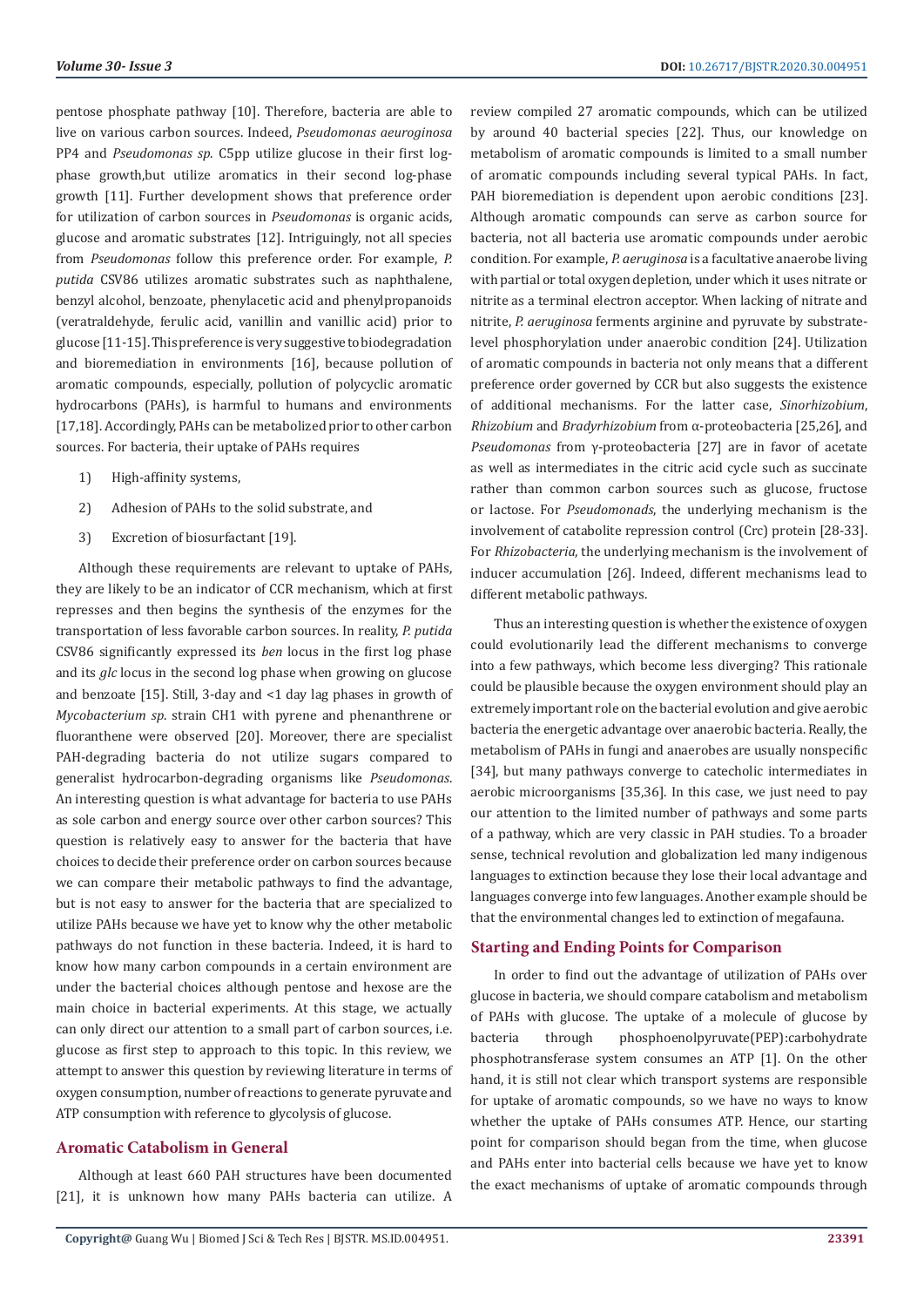pentose phosphate pathway [10]. Therefore, bacteria are able to live on various carbon sources. Indeed, *Pseudomonas aeuroginosa* PP4 and *Pseudomonas sp.* C5pp utilize glucose in their first log-phase growth,but utilize aromatics in their second log-phase growth [11]. Further development shows that preference order for utilization of carbon sources in *Pseudomonas* is organic acids, glucose and aromatic substrates [12]. Intriguingly, not all species from *Pseudomonas* follow this preference order. For example, *P. putida* CSV86 utilizes aromatic substrates such as naphthalene, benzyl alcohol, benzoate, phenylacetic acid and phenylpropanoids (veratraldehyde, ferulic acid, vanillin and vanillic acid) prior to glucose [11-15]. This preference is very suggestive to biodegradation and bioremediation in environments [16], because pollution of aromatic compounds, especially, pollution of polycyclic aromatic hydrocarbons (PAHs), is harmful to humans and environments [17,18]. Accordingly, PAHs can be metabolized prior to other carbon sources. For bacteria, their uptake of PAHs requires

1) High-affinity systems,
2) Adhesion of PAHs to the solid substrate, and
3) Excretion of biosurfactant [19].

Although these requirements are relevant to uptake of PAHs, they are likely to be an indicator of CCR mechanism, which at first represses and then begins the synthesis of the enzymes for the transportation of less favorable carbon sources. In reality, *P. putida* CSV86 significantly expressed its *ben* locus in the first log phase and its *glc* locus in the second log phase when growing on glucose and benzoate [15]. Still, 3-day and <1 day lag phases in growth of *Mycobacterium sp.* strain CH1 with pyrene and phenanthrene or fluoranthene were observed [20]. Moreover, there are specialist PAH-degrading bacteria do not utilize sugars compared to generalist hydrocarbon-degrading organisms like *Pseudomonas*. An interesting question is what advantage for bacteria to use PAHs as sole carbon and energy source over other carbon sources? This question is relatively easy to answer for the bacteria that have choices to decide their preference order on carbon sources because we can compare their metabolic pathways to find the advantage, but is not easy to answer for the bacteria that are specialized to utilize PAHs because we have yet to know why the other metabolic pathways do not function in these bacteria. Indeed, it is hard to know how many carbon compounds in a certain environment are under the bacterial choices although pentose and hexose are the main choice in bacterial experiments. At this stage, we actually can only direct our attention to a small part of carbon sources, i.e. glucose as first step to approach to this topic. In this review, we attempt to answer this question by reviewing literature in terms of oxygen consumption, number of reactions to generate pyruvate and ATP consumption with reference to glycolysis of glucose.

## Aromatic Catabolism in General

Although at least 660 PAH structures have been documented [21], it is unknown how many PAHs bacteria can utilize. A review compiled 27 aromatic compounds, which can be utilized by around 40 bacterial species [22]. Thus, our knowledge on metabolism of aromatic compounds is limited to a small number of aromatic compounds including several typical PAHs. In fact, PAH bioremediation is dependent upon aerobic conditions [23]. Although aromatic compounds can serve as carbon source for bacteria, not all bacteria use aromatic compounds under aerobic condition. For example, *P. aeruginosa* is a facultative anaerobe living with partial or total oxygen depletion, under which it uses nitrate or nitrite as a terminal electron acceptor. When lacking of nitrate and nitrite, *P. aeruginosa* ferments arginine and pyruvate by substrate-level phosphorylation under anaerobic condition [24]. Utilization of aromatic compounds in bacteria not only means that a different preference order governed by CCR but also suggests the existence of additional mechanisms. For the latter case, *Sinorhizobium*, *Rhizobium* and *Bradyrhizobium* from α-proteobacteria [25,26], and *Pseudomonas* from γ-proteobacteria [27] are in favor of acetate as well as intermediates in the citric acid cycle such as succinate rather than common carbon sources such as glucose, fructose or lactose. For *Pseudomonads*, the underlying mechanism is the involvement of catabolite repression control (Crc) protein [28-33]. For *Rhizobacteria*, the underlying mechanism is the involvement of inducer accumulation [26]. Indeed, different mechanisms lead to different metabolic pathways.

Thus an interesting question is whether the existence of oxygen could evolutionarily lead the different mechanisms to converge into a few pathways, which become less diverging? This rationale could be plausible because the oxygen environment should play an extremely important role on the bacterial evolution and give aerobic bacteria the energetic advantage over anaerobic bacteria. Really, the metabolism of PAHs in fungi and anaerobes are usually nonspecific [34], but many pathways converge to catecholic intermediates in aerobic microorganisms [35,36]. In this case, we just need to pay our attention to the limited number of pathways and some parts of a pathway, which are very classic in PAH studies. To a broader sense, technical revolution and globalization led many indigenous languages to extinction because they lose their local advantage and languages converge into few languages. Another example should be that the environmental changes led to extinction of megafauna.

## Starting and Ending Points for Comparison

In order to find out the advantage of utilization of PAHs over glucose in bacteria, we should compare catabolism and metabolism of PAHs with glucose. The uptake of a molecule of glucose by bacteria through phosphoenolpyruvate(PEP):carbohydrate phosphotransferase system consumes an ATP [1]. On the other hand, it is still not clear which transport systems are responsible for uptake of aromatic compounds, so we have no ways to know whether the uptake of PAHs consumes ATP. Hence, our starting point for comparison should began from the time, when glucose and PAHs enter into bacterial cells because we have yet to know the exact mechanisms of uptake of aromatic compounds through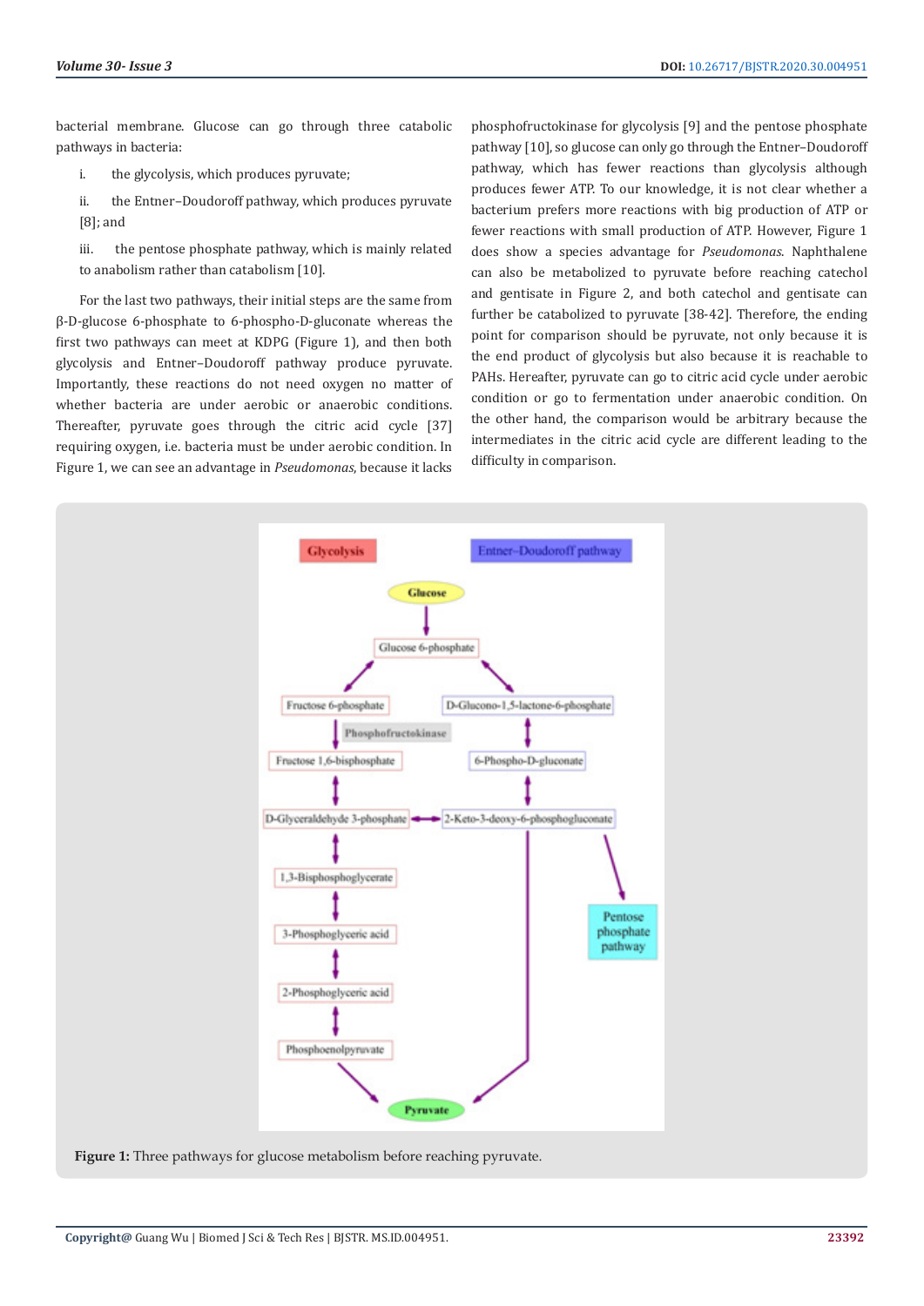bacterial membrane. Glucose can go through three catabolic pathways in bacteria:

i. the glycolysis, which produces pyruvate;

ii. the Entner–Doudoroff pathway, which produces pyruvate [8]; and

iii. the pentose phosphate pathway, which is mainly related to anabolism rather than catabolism [10].

For the last two pathways, their initial steps are the same from β-D-glucose 6-phosphate to 6-phospho-D-gluconate whereas the first two pathways can meet at KDPG (Figure 1), and then both glycolysis and Entner–Doudoroff pathway produce pyruvate. Importantly, these reactions do not need oxygen no matter of whether bacteria are under aerobic or anaerobic conditions. Thereafter, pyruvate goes through the citric acid cycle [37] requiring oxygen, i.e. bacteria must be under aerobic condition. In Figure 1, we can see an advantage in *Pseudomonas*, because it lacks phosphofructokinase for glycolysis [9] and the pentose phosphate pathway [10], so glucose can only go through the Entner–Doudoroff pathway, which has fewer reactions than glycolysis although produces fewer ATP. To our knowledge, it is not clear whether a bacterium prefers more reactions with big production of ATP or fewer reactions with small production of ATP. However, Figure 1 does show a species advantage for *Pseudomonas*. Naphthalene can also be metabolized to pyruvate before reaching catechol and gentisate in Figure 2, and both catechol and gentisate can further be catabolized to pyruvate [38-42]. Therefore, the ending point for comparison should be pyruvate, not only because it is the end product of glycolysis but also because it is reachable to PAHs. Hereafter, pyruvate can go to citric acid cycle under aerobic condition or go to fermentation under anaerobic condition. On the other hand, the comparison would be arbitrary because the intermediates in the citric acid cycle are different leading to the difficulty in comparison.

**Figure 1:** Three pathways for glucose metabolism before reaching pyruvate.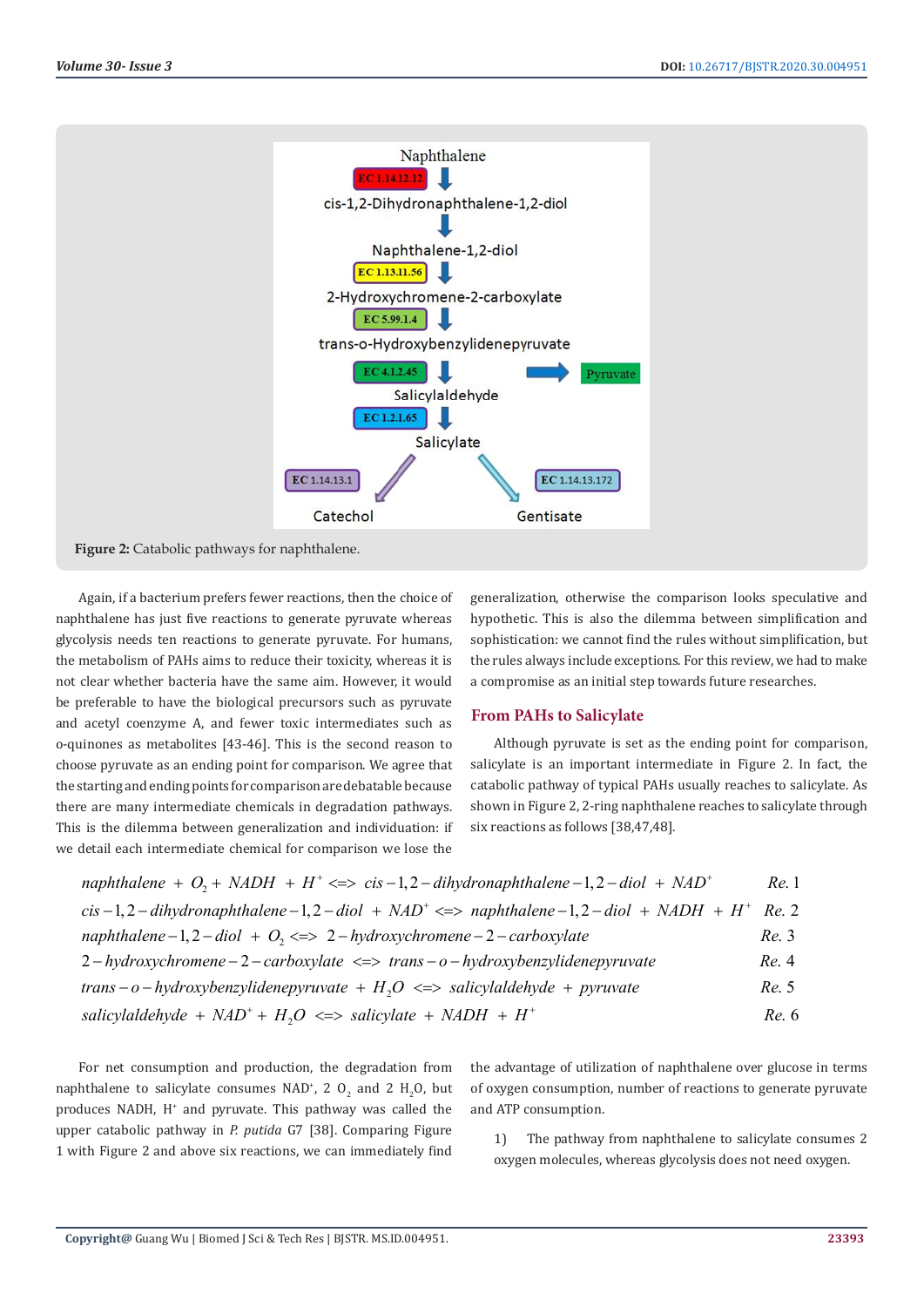Figure 2: Catabolic pathways for naphthalene.

Again, if a bacterium prefers fewer reactions, then the choice of naphthalene has just five reactions to generate pyruvate whereas glycolysis needs ten reactions to generate pyruvate. For humans, the metabolism of PAHs aims to reduce their toxicity, whereas it is not clear whether bacteria have the same aim. However, it would be preferable to have the biological precursors such as pyruvate and acetyl coenzyme A, and fewer toxic intermediates such as o-quinones as metabolites [43-46]. This is the second reason to choose pyruvate as an ending point for comparison. We agree that the starting and ending points for comparison are debatable because there are many intermediate chemicals in degradation pathways. This is the dilemma between generalization and individuation: if we detail each intermediate chemical for comparison we lose the generalization, otherwise the comparison looks speculative and hypothetic. This is also the dilemma between simplification and sophistication: we cannot find the rules without simplification, but the rules always include exceptions. For this review, we had to make a compromise as an initial step towards future researches.

## From PAHs to Salicylate

Although pyruvate is set as the ending point for comparison, salicylate is an important intermediate in Figure 2. In fact, the catabolic pathway of typical PAHs usually reaches to salicylate. As shown in Figure 2, 2-ring naphthalene reaches to salicylate through six reactions as follows [38,47,48].

$$naphthalene + O_2 + NADH + H^+ <=> cis-1,2-dihydronaphthalene-1,2-diol + NAD^+ \quad Re.\ 1$$

$$cis-1,2-dihydronaphthalene-1,2-diol + NAD^+ <=> naphthalene-1,2-diol + NADH + H^+ \quad Re.\ 2$$

$$naphthalene-1,2-diol + O_2 <=> 2-hydroxychromene-2-carboxylate \quad Re.\ 3$$

$$2-hydroxychromene-2-carboxylate <=> trans-o-hydroxybenzylidenepyruvate \quad Re.\ 4$$

$$trans-o-hydroxybenzylidenepyruvate + H_2O <=> salicylaldehyde + pyruvate \quad Re.\ 5$$

$$salicylaldehyde + NAD^+ + H_2O <=> salicylate + NADH + H^+ \quad Re.\ 6$$

For net consumption and production, the degradation from naphthalene to salicylate consumes $NAD^+$, 2 $O_2$ and 2 $H_2O$, but produces NADH, $H^+$ and pyruvate. This pathway was called the upper catabolic pathway in *P. putida* G7 [38]. Comparing Figure 1 with Figure 2 and above six reactions, we can immediately find the advantage of utilization of naphthalene over glucose in terms of oxygen consumption, number of reactions to generate pyruvate and ATP consumption.

1) The pathway from naphthalene to salicylate consumes 2 oxygen molecules, whereas glycolysis does not need oxygen.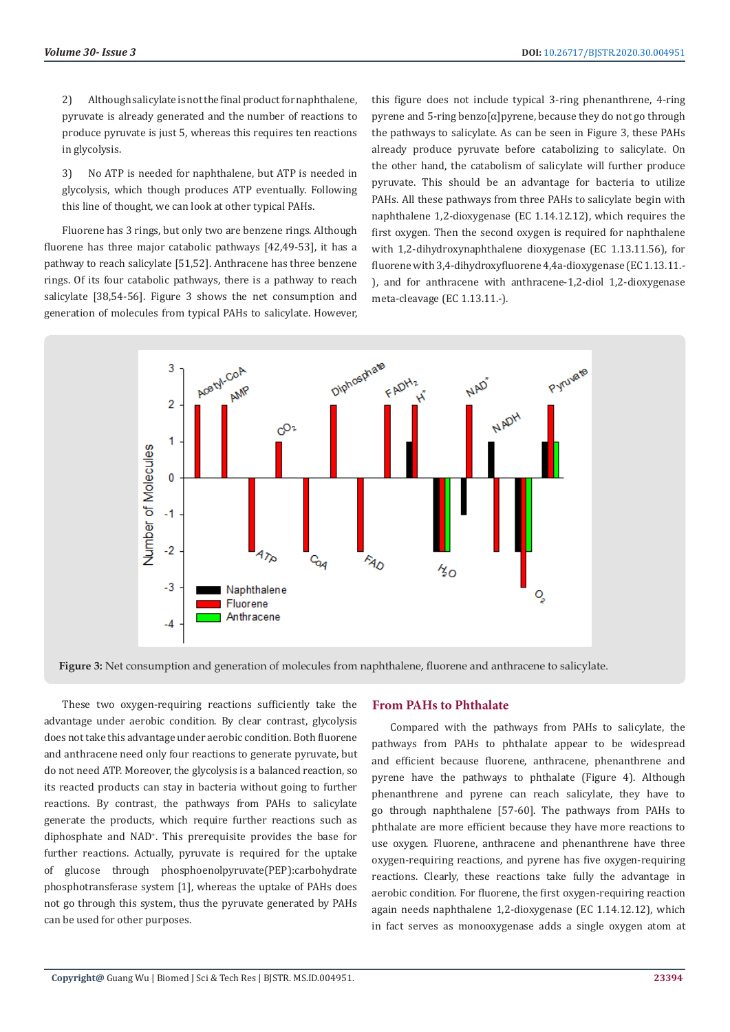2) Although salicylate is not the final product for naphthalene, pyruvate is already generated and the number of reactions to produce pyruvate is just 5, whereas this requires ten reactions in glycolysis.

3) No ATP is needed for naphthalene, but ATP is needed in glycolysis, which though produces ATP eventually. Following this line of thought, we can look at other typical PAHs.

Fluorene has 3 rings, but only two are benzene rings. Although fluorene has three major catabolic pathways [42,49-53], it has a pathway to reach salicylate [51,52]. Anthracene has three benzene rings. Of its four catabolic pathways, there is a pathway to reach salicylate [38,54-56]. Figure 3 shows the net consumption and generation of molecules from typical PAHs to salicylate. However, this figure does not include typical 3-ring phenanthrene, 4-ring pyrene and 5-ring benzo[α]pyrene, because they do not go through the pathways to salicylate. As can be seen in Figure 3, these PAHs already produce pyruvate before catabolizing to salicylate. On the other hand, the catabolism of salicylate will further produce pyruvate. This should be an advantage for bacteria to utilize PAHs. All these pathways from three PAHs to salicylate begin with naphthalene 1,2-dioxygenase (EC 1.14.12.12), which requires the first oxygen. Then the second oxygen is required for naphthalene with 1,2-dihydroxynaphthalene dioxygenase (EC 1.13.11.56), for fluorene with 3,4-dihydroxyfluorene 4,4a-dioxygenase (EC 1.13.11.-), and for anthracene with anthracene-1,2-diol 1,2-dioxygenase meta-cleavage (EC 1.13.11.-).

**Figure 3:** Net consumption and generation of molecules from naphthalene, fluorene and anthracene to salicylate.

These two oxygen-requiring reactions sufficiently take the advantage under aerobic condition. By clear contrast, glycolysis does not take this advantage under aerobic condition. Both fluorene and anthracene need only four reactions to generate pyruvate, but do not need ATP. Moreover, the glycolysis is a balanced reaction, so its reacted products can stay in bacteria without going to further reactions. By contrast, the pathways from PAHs to salicylate generate the products, which require further reactions such as diphosphate and $NAD^+$. This prerequisite provides the base for further reactions. Actually, pyruvate is required for the uptake of glucose through phosphoenolpyruvate(PEP):carbohydrate phosphotransferase system [1], whereas the uptake of PAHs does not go through this system, thus the pyruvate generated by PAHs can be used for other purposes.

## From PAHs to Phthalate

Compared with the pathways from PAHs to salicylate, the pathways from PAHs to phthalate appear to be widespread and efficient because fluorene, anthracene, phenanthrene and pyrene have the pathways to phthalate (Figure 4). Although phenanthrene and pyrene can reach salicylate, they have to go through naphthalene [57-60]. The pathways from PAHs to phthalate are more efficient because they have more reactions to use oxygen. Fluorene, anthracene and phenanthrene have three oxygen-requiring reactions, and pyrene has five oxygen-requiring reactions. Clearly, these reactions take fully the advantage in aerobic condition. For fluorene, the first oxygen-requiring reaction again needs naphthalene 1,2-dioxygenase (EC 1.14.12.12), which in fact serves as monooxygenase adds a single oxygen atom at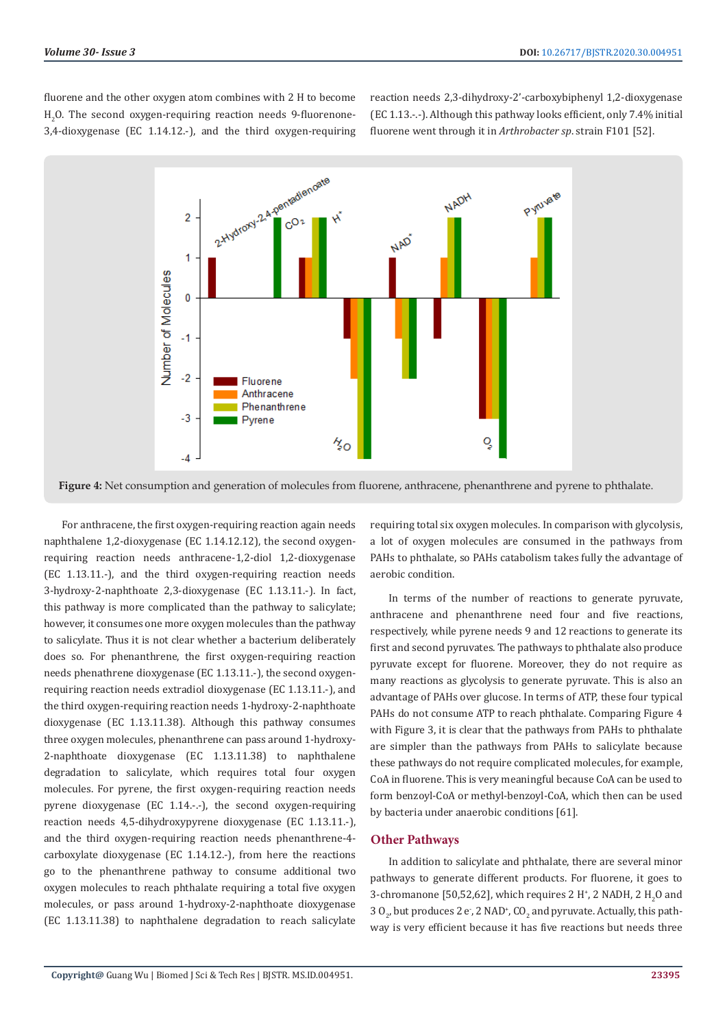fluorene and the other oxygen atom combines with 2 H to become $H_2O$. The second oxygen-requiring reaction needs 9-fluorenone-3,4-dioxygenase (EC 1.14.12.-), and the third oxygen-requiring reaction needs 2,3-dihydroxy-2'-carboxybiphenyl 1,2-dioxygenase (EC 1.13.-.-). Although this pathway looks efficient, only 7.4% initial fluorene went through it in *Arthrobacter sp.* strain F101 [52].

**Figure 4:** Net consumption and generation of molecules from fluorene, anthracene, phenanthrene and pyrene to phthalate.

For anthracene, the first oxygen-requiring reaction again needs naphthalene 1,2-dioxygenase (EC 1.14.12.12), the second oxygen-requiring reaction needs anthracene-1,2-diol 1,2-dioxygenase (EC 1.13.11.-), and the third oxygen-requiring reaction needs 3-hydroxy-2-naphthoate 2,3-dioxygenase (EC 1.13.11.-). In fact, this pathway is more complicated than the pathway to salicylate; however, it consumes one more oxygen molecules than the pathway to salicylate. Thus it is not clear whether a bacterium deliberately does so. For phenanthrene, the first oxygen-requiring reaction needs phenathrene dioxygenase (EC 1.13.11.-), the second oxygen-requiring reaction needs extradiol dioxygenase (EC 1.13.11.-), and the third oxygen-requiring reaction needs 1-hydroxy-2-naphthoate dioxygenase (EC 1.13.11.38). Although this pathway consumes three oxygen molecules, phenanthrene can pass around 1-hydroxy-2-naphthoate dioxygenase (EC 1.13.11.38) to naphthalene degradation to salicylate, which requires total four oxygen molecules. For pyrene, the first oxygen-requiring reaction needs pyrene dioxygenase (EC 1.14.-.-), the second oxygen-requiring reaction needs 4,5-dihydroxypyrene dioxygenase (EC 1.13.11.-), and the third oxygen-requiring reaction needs phenanthrene-4-carboxylate dioxygenase (EC 1.14.12.-), from here the reactions go to the phenanthrene pathway to consume additional two oxygen molecules to reach phthalate requiring a total five oxygen molecules, or pass around 1-hydroxy-2-naphthoate dioxygenase (EC 1.13.11.38) to naphthalene degradation to reach salicylate requiring total six oxygen molecules. In comparison with glycolysis, a lot of oxygen molecules are consumed in the pathways from PAHs to phthalate, so PAHs catabolism takes fully the advantage of aerobic condition.

In terms of the number of reactions to generate pyruvate, anthracene and phenanthrene need four and five reactions, respectively, while pyrene needs 9 and 12 reactions to generate its first and second pyruvates. The pathways to phthalate also produce pyruvate except for fluorene. Moreover, they do not require as many reactions as glycolysis to generate pyruvate. This is also an advantage of PAHs over glucose. In terms of ATP, these four typical PAHs do not consume ATP to reach phthalate. Comparing Figure 4 with Figure 3, it is clear that the pathways from PAHs to phthalate are simpler than the pathways from PAHs to salicylate because these pathways do not require complicated molecules, for example, CoA in fluorene. This is very meaningful because CoA can be used to form benzoyl-CoA or methyl-benzoyl-CoA, which then can be used by bacteria under anaerobic conditions [61].

## Other Pathways

In addition to salicylate and phthalate, there are several minor pathways to generate different products. For fluorene, it goes to 3-chromanone [50,52,62], which requires 2 $H^+$, 2 NADH, 2 $H_2O$ and 3 $O_2$, but produces 2 $e^-$, 2 $NAD^+$, $CO_2$ and pyruvate. Actually, this pathway is very efficient because it has five reactions but needs three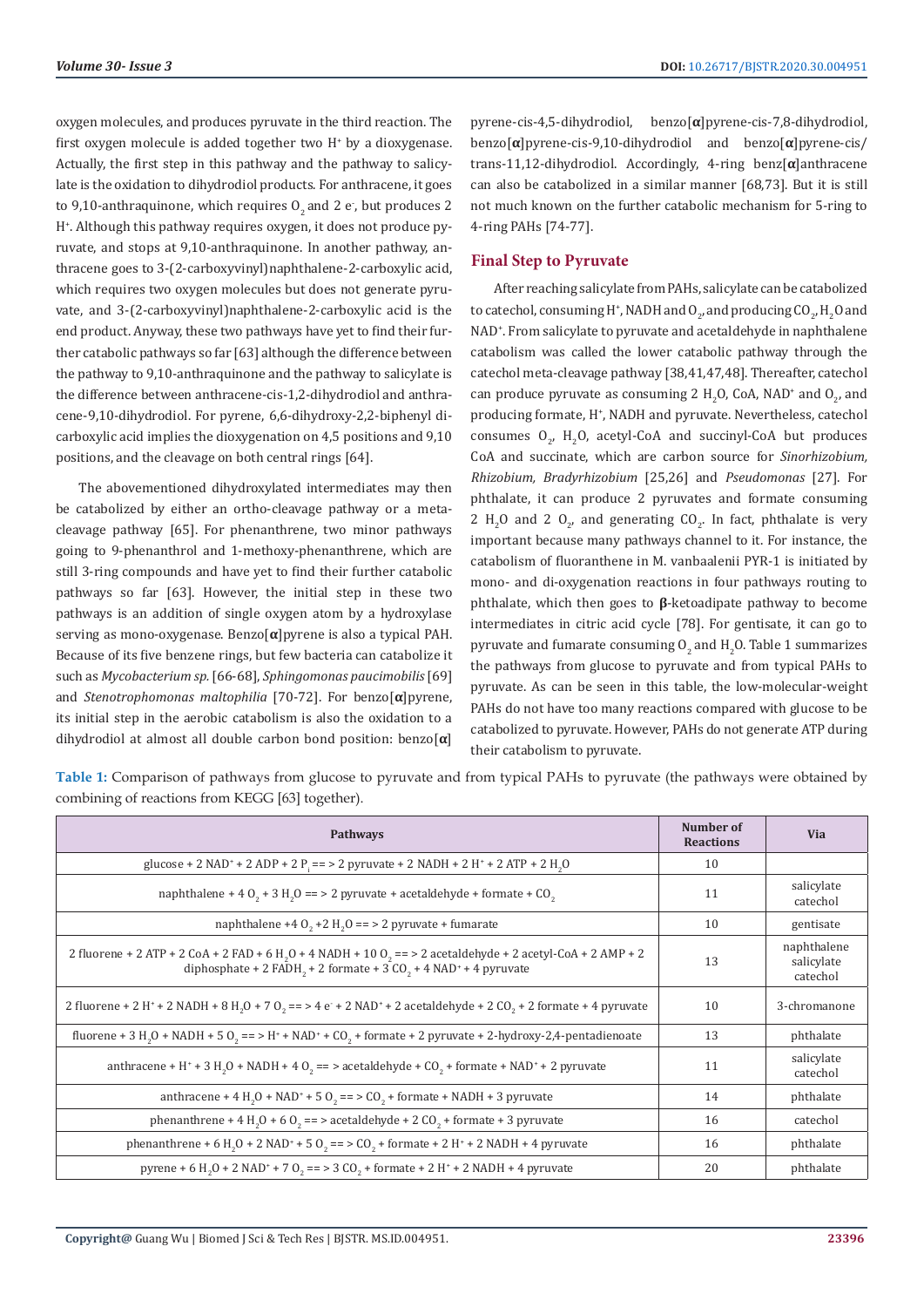oxygen molecules, and produces pyruvate in the third reaction. The first oxygen molecule is added together two $H^+$ by a dioxygenase. Actually, the first step in this pathway and the pathway to salicylate is the oxidation to dihydrodiol products. For anthracene, it goes to 9,10-anthraquinone, which requires $O_2$ and 2 $e^-$, but produces 2 $H^+$. Although this pathway requires oxygen, it does not produce pyruvate, and stops at 9,10-anthraquinone. In another pathway, anthracene goes to 3-(2-carboxyvinyl)naphthalene-2-carboxylic acid, which requires two oxygen molecules but does not generate pyruvate, and 3-(2-carboxyvinyl)naphthalene-2-carboxylic acid is the end product. Anyway, these two pathways have yet to find their further catabolic pathways so far [63] although the difference between the pathway to 9,10-anthraquinone and the pathway to salicylate is the difference between anthracene-cis-1,2-dihydrodiol and anthracene-9,10-dihydrodiol. For pyrene, 6,6-dihydroxy-2,2-biphenyl dicarboxylic acid implies the dioxygenation on 4,5 positions and 9,10 positions, and the cleavage on both central rings [64].

The abovementioned dihydroxylated intermediates may then be catabolized by either an ortho-cleavage pathway or a meta-cleavage pathway [65]. For phenanthrene, two minor pathways going to 9-phenanthrol and 1-methoxy-phenanthrene, which are still 3-ring compounds and have yet to find their further catabolic pathways so far [63]. However, the initial step in these two pathways is an addition of single oxygen atom by a hydroxylase serving as mono-oxygenase. Benzo[**α**]pyrene is also a typical PAH. Because of its five benzene rings, but few bacteria can catabolize it such as *Mycobacterium sp.* [66-68], *Sphingomonas paucimobilis* [69] and *Stenotrophomonas maltophilia* [70-72]. For benzo[**α**]pyrene, its initial step in the aerobic catabolism is also the oxidation to a dihydrodiol at almost all double carbon bond position: benzo[**α**]pyrene-cis-4,5-dihydrodiol, benzo[**α**]pyrene-cis-7,8-dihydrodiol, benzo[**α**]pyrene-cis-9,10-dihydrodiol and benzo[**α**]pyrene-cis/trans-11,12-dihydrodiol. Accordingly, 4-ring benz[**α**]anthracene can also be catabolized in a similar manner [68,73]. But it is still not much known on the further catabolic mechanism for 5-ring to 4-ring PAHs [74-77].

## Final Step to Pyruvate

After reaching salicylate from PAHs, salicylate can be catabolized to catechol, consuming $H^+$, NADH and $O_2$, and producing $CO_2$, $H_2O$ and $NAD^+$. From salicylate to pyruvate and acetaldehyde in naphthalene catabolism was called the lower catabolic pathway through the catechol meta-cleavage pathway [38,41,47,48]. Thereafter, catechol can produce pyruvate as consuming 2 $H_2O$, CoA, $NAD^+$ and $O_2$, and producing formate, $H^+$, NADH and pyruvate. Nevertheless, catechol consumes $O_2$, $H_2O$, acetyl-CoA and succinyl-CoA but produces CoA and succinate, which are carbon source for *Sinorhizobium*, *Rhizobium*, *Bradyrhizobium* [25,26] and *Pseudomonas* [27]. For phthalate, it can produce 2 pyruvates and formate consuming 2 $H_2O$ and 2 $O_2$, and generating $CO_2$. In fact, phthalate is very important because many pathways channel to it. For instance, the catabolism of fluoranthene in M. vanbaalenii PYR-1 is initiated by mono- and di-oxygenation reactions in four pathways routing to phthalate, which then goes to **β**-ketoadipate pathway to become intermediates in citric acid cycle [78]. For gentisate, it can go to pyruvate and fumarate consuming $O_2$ and $H_2O$. Table 1 summarizes the pathways from glucose to pyruvate and from typical PAHs to pyruvate. As can be seen in this table, the low-molecular-weight PAHs do not have too many reactions compared with glucose to be catabolized to pyruvate. However, PAHs do not generate ATP during their catabolism to pyruvate.

**Table 1:** Comparison of pathways from glucose to pyruvate and from typical PAHs to pyruvate (the pathways were obtained by combining of reactions from KEGG [63] together).

| Pathways | Number of Reactions | Via |
|---|---|---|
| glucose + 2 $NAD^+$ + 2 ADP + 2 $P_i$ == > 2 pyruvate + 2 NADH + 2 $H^+$ + 2 ATP + 2 $H_2O$ | 10 | |
| naphthalene + 4 $O_2$ + 3 $H_2O$ == > 2 pyruvate + acetaldehyde + formate + $CO_2$ | 11 | salicylate catechol |
| naphthalene +4 $O_2$ +2 $H_2O$ == > 2 pyruvate + fumarate | 10 | gentisate |
| 2 fluorene + 2 ATP + 2 CoA + 2 FAD + 6 $H_2O$ + 4 NADH + 10 $O_2$ == > 2 acetaldehyde + 2 acetyl-CoA + 2 AMP + 2 diphosphate + 2 $FADH_2$ + 2 formate + 3 $CO_2$ + 4 $NAD^+$ + 4 pyruvate | 13 | naphthalene salicylate catechol |
| 2 fluorene + 2 $H^+$ + 2 NADH + 8 $H_2O$ + 7 $O_2$ == > 4 $e^-$ + 2 $NAD^+$ + 2 acetaldehyde + 2 $CO_2$ + 2 formate + 4 pyruvate | 10 | 3-chromanone |
| fluorene + 3 $H_2O$ + NADH + 5 $O_2$ == > $H^+$ + $NAD^+$ + $CO_2$ + formate + 2 pyruvate + 2-hydroxy-2,4-pentadienoate | 13 | phthalate |
| anthracene + $H^+$ + 3 $H_2O$ + NADH + 4 $O_2$ == > acetaldehyde + $CO_2$ + formate + $NAD^+$ + 2 pyruvate | 11 | salicylate catechol |
| anthracene + 4 $H_2O$ + $NAD^+$ + 5 $O_2$ == > $CO_2$ + formate + NADH + 3 pyruvate | 14 | phthalate |
| phenanthrene + 4 $H_2O$ + 6 $O_2$ == > acetaldehyde + 2 $CO_2$ + formate + 3 pyruvate | 16 | catechol |
| phenanthrene + 6 $H_2O$ + 2 $NAD^+$ + 5 $O_2$ == > $CO_2$ + formate + 2 $H^+$ + 2 NADH + 4 pyruvate | 16 | phthalate |
| pyrene + 6 $H_2O$ + 2 $NAD^+$ + 7 $O_2$ == > 3 $CO_2$ + formate + 2 $H^+$ + 2 NADH + 4 pyruvate | 20 | phthalate |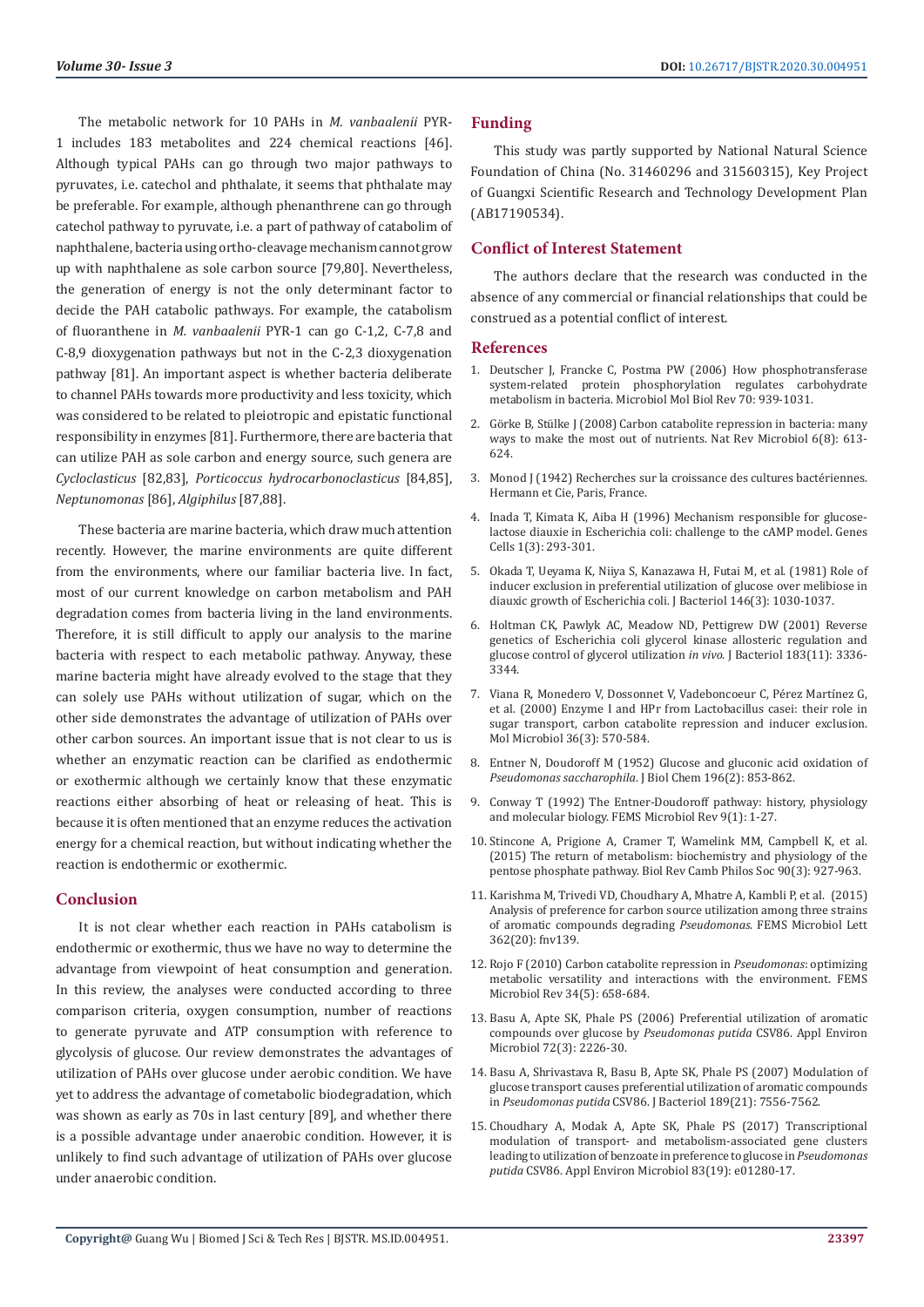The metabolic network for 10 PAHs in *M. vanbaalenii* PYR-1 includes 183 metabolites and 224 chemical reactions [46]. Although typical PAHs can go through two major pathways to pyruvates, i.e. catechol and phthalate, it seems that phthalate may be preferable. For example, although phenanthrene can go through catechol pathway to pyruvate, i.e. a part of pathway of catabolim of naphthalene, bacteria using ortho-cleavage mechanism cannot grow up with naphthalene as sole carbon source [79,80]. Nevertheless, the generation of energy is not the only determinant factor to decide the PAH catabolic pathways. For example, the catabolism of fluoranthene in *M. vanbaalenii* PYR-1 can go C-1,2, C-7,8 and C-8,9 dioxygenation pathways but not in the C-2,3 dioxygenation pathway [81]. An important aspect is whether bacteria deliberate to channel PAHs towards more productivity and less toxicity, which was considered to be related to pleiotropic and epistatic functional responsibility in enzymes [81]. Furthermore, there are bacteria that can utilize PAH as sole carbon and energy source, such genera are *Cycloclasticus* [82,83], *Porticoccus hydrocarbonoclasticus* [84,85], *Neptunomonas* [86], *Algiphilus* [87,88].

These bacteria are marine bacteria, which draw much attention recently. However, the marine environments are quite different from the environments, where our familiar bacteria live. In fact, most of our current knowledge on carbon metabolism and PAH degradation comes from bacteria living in the land environments. Therefore, it is still difficult to apply our analysis to the marine bacteria with respect to each metabolic pathway. Anyway, these marine bacteria might have already evolved to the stage that they can solely use PAHs without utilization of sugar, which on the other side demonstrates the advantage of utilization of PAHs over other carbon sources. An important issue that is not clear to us is whether an enzymatic reaction can be clarified as endothermic or exothermic although we certainly know that these enzymatic reactions either absorbing of heat or releasing of heat. This is because it is often mentioned that an enzyme reduces the activation energy for a chemical reaction, but without indicating whether the reaction is endothermic or exothermic.

## Conclusion

It is not clear whether each reaction in PAHs catabolism is endothermic or exothermic, thus we have no way to determine the advantage from viewpoint of heat consumption and generation. In this review, the analyses were conducted according to three comparison criteria, oxygen consumption, number of reactions to generate pyruvate and ATP consumption with reference to glycolysis of glucose. Our review demonstrates the advantages of utilization of PAHs over glucose under aerobic condition. We have yet to address the advantage of cometabolic biodegradation, which was shown as early as 70s in last century [89], and whether there is a possible advantage under anaerobic condition. However, it is unlikely to find such advantage of utilization of PAHs over glucose under anaerobic condition.

## Funding

This study was partly supported by National Natural Science Foundation of China (No. 31460296 and 31560315), Key Project of Guangxi Scientific Research and Technology Development Plan (AB17190534).

## Conflict of Interest Statement

The authors declare that the research was conducted in the absence of any commercial or financial relationships that could be construed as a potential conflict of interest.

## References

1. Deutscher J, Francke C, Postma PW (2006) How phosphotransferase system-related protein phosphorylation regulates carbohydrate metabolism in bacteria. Microbiol Mol Biol Rev 70: 939-1031.
2. Görke B, Stülke J (2008) Carbon catabolite repression in bacteria: many ways to make the most out of nutrients. Nat Rev Microbiol 6(8): 613-624.
3. Monod J (1942) Recherches sur la croissance des cultures bactériennes. Hermann et Cie, Paris, France.
4. Inada T, Kimata K, Aiba H (1996) Mechanism responsible for glucose-lactose diauxie in Escherichia coli: challenge to the cAMP model. Genes Cells 1(3): 293-301.
5. Okada T, Ueyama K, Niiya S, Kanazawa H, Futai M, et al. (1981) Role of inducer exclusion in preferential utilization of glucose over melibiose in diauxic growth of Escherichia coli. J Bacteriol 146(3): 1030-1037.
6. Holtman CK, Pawlyk AC, Meadow ND, Pettigrew DW (2001) Reverse genetics of Escherichia coli glycerol kinase allosteric regulation and glucose control of glycerol utilization *in vivo*. J Bacteriol 183(11): 3336-3344.
7. Viana R, Monedero V, Dossonnet V, Vadeboncoeur C, Pérez Martínez G, et al. (2000) Enzyme I and HPr from Lactobacillus casei: their role in sugar transport, carbon catabolite repression and inducer exclusion. Mol Microbiol 36(3): 570-584.
8. Entner N, Doudoroff M (1952) Glucose and gluconic acid oxidation of *Pseudomonas saccharophila*. J Biol Chem 196(2): 853-862.
9. Conway T (1992) The Entner-Doudoroff pathway: history, physiology and molecular biology. FEMS Microbiol Rev 9(1): 1-27.
10. Stincone A, Prigione A, Cramer T, Wamelink MM, Campbell K, et al. (2015) The return of metabolism: biochemistry and physiology of the pentose phosphate pathway. Biol Rev Camb Philos Soc 90(3): 927-963.
11. Karishma M, Trivedi VD, Choudhary A, Mhatre A, Kambli P, et al. (2015) Analysis of preference for carbon source utilization among three strains of aromatic compounds degrading *Pseudomonas*. FEMS Microbiol Lett 362(20): fnv139.
12. Rojo F (2010) Carbon catabolite repression in *Pseudomonas*: optimizing metabolic versatility and interactions with the environment. FEMS Microbiol Rev 34(5): 658-684.
13. Basu A, Apte SK, Phale PS (2006) Preferential utilization of aromatic compounds over glucose by *Pseudomonas putida* CSV86. Appl Environ Microbiol 72(3): 2226-30.
14. Basu A, Shrivastava R, Basu B, Apte SK, Phale PS (2007) Modulation of glucose transport causes preferential utilization of aromatic compounds in *Pseudomonas putida* CSV86. J Bacteriol 189(21): 7556-7562.
15. Choudhary A, Modak A, Apte SK, Phale PS (2017) Transcriptional modulation of transport- and metabolism-associated gene clusters leading to utilization of benzoate in preference to glucose in *Pseudomonas putida* CSV86. Appl Environ Microbiol 83(19): e01280-17.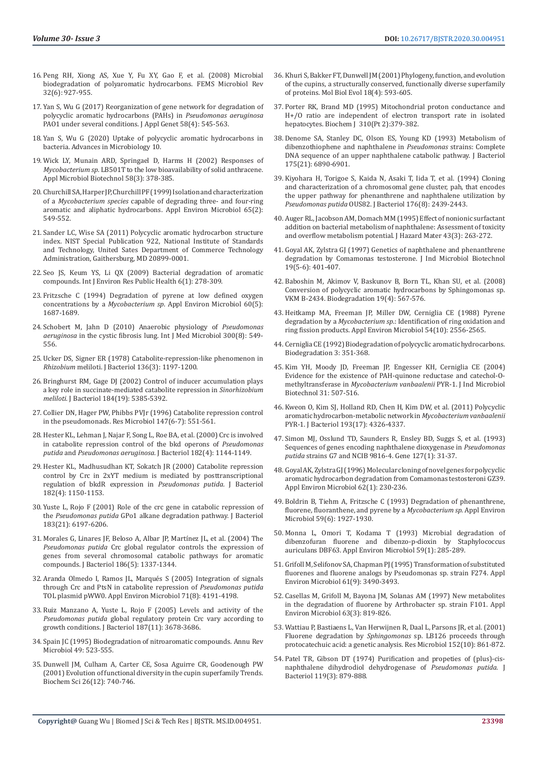16. Peng RH, Xiong AS, Xue Y, Fu XY, Gao F, et al. (2008) Microbial biodegradation of polyaromatic hydrocarbons. FEMS Microbiol Rev 32(6): 927-955.

17. Yan S, Wu G (2017) Reorganization of gene network for degradation of polycyclic aromatic hydrocarbons (PAHs) in *Pseudomonas aeruginosa* PAO1 under several conditions. J Appl Genet 58(4): 545-563.

18. Yan S, Wu G (2020) Uptake of polycyclic aromatic hydrocarbons in bacteria. Advances in Microbiology 10.

19. Wick LY, Munain ARD, Springael D, Harms H (2002) Responses of *Mycobacterium sp*. LB501T to the low bioavailability of solid anthracene. Appl Microbiol Biotechnol 58(3): 378-385.

20. Churchill SA, Harper JP, Churchill PF (1999) Isolation and characterization of a *Mycobacterium species* capable of degrading three- and four-ring aromatic and aliphatic hydrocarbons. Appl Environ Microbiol 65(2): 549-552.

21. Sander LC, Wise SA (2011) Polycyclic aromatic hydrocarbon structure index. NIST Special Publication 922, National Institute of Standards and Technology, United Sates Department of Commerce Technology Administration, Gaithersburg, MD 20899-0001.

22. Seo JS, Keum YS, Li QX (2009) Bacterial degradation of aromatic compounds. Int J Environ Res Public Health 6(1): 278-309.

23. Fritzsche C (1994) Degradation of pyrene at low defined oxygen concentrations by a *Mycobacterium sp*. Appl Environ Microbiol 60(5): 1687-1689.

24. Schobert M, Jahn D (2010) Anaerobic physiology of *Pseudomonas aeruginosa* in the cystic fibrosis lung. Int J Med Microbiol 300(8): 549-556.

25. Ucker DS, Signer ER (1978) Catabolite-repression-like phenomenon in *Rhizobium* meliloti. J Bacteriol 136(3): 1197-1200.

26. Bringhurst RM, Gage DJ (2002) Control of inducer accumulation plays a key role in succinate-mediated catabolite repression in *Sinorhizobium meliloti*. J Bacteriol 184(19): 5385-5392.

27. Collier DN, Hager PW, Phibbs PVJr (1996) Catabolite repression control in the pseudomonads. Res Microbiol 147(6-7): 551-561.

28. Hester KL, Lehman J, Najar F, Song L, Roe BA, et al. (2000) Crc is involved in catabolite repression control of the bkd operons of *Pseudomonas putida* and *Pseudomonas aeruginosa*. J Bacteriol 182(4): 1144-1149.

29. Hester KL, Madhusudhan KT, Sokatch JR (2000) Catabolite repression control by Crc in 2xYT medium is mediated by posttranscriptional regulation of bkdR expression in *Pseudomonas putida*. J Bacteriol 182(4): 1150-1153.

30. Yuste L, Rojo F (2001) Role of the crc gene in catabolic repression of the *Pseudomonas putida* GPo1 alkane degradation pathway. J Bacteriol 183(21): 6197-6206.

31. Morales G, Linares JF, Beloso A, Albar JP, Martínez JL, et al. (2004) The *Pseudomonas putida* Crc global regulator controls the expression of genes from several chromosomal catabolic pathways for aromatic compounds. J Bacteriol 186(5): 1337-1344.

32. Aranda Olmedo I, Ramos JL, Marqués S (2005) Integration of signals through Crc and PtsN in catabolite repression of *Pseudomonas putida* TOL plasmid pWW0. Appl Environ Microbiol 71(8): 4191-4198.

33. Ruiz Manzano A, Yuste L, Rojo F (2005) Levels and activity of the *Pseudomonas putida* global regulatory protein Crc vary according to growth conditions. J Bacteriol 187(11): 3678-3686.

34. Spain JC (1995) Biodegradation of nitroaromatic compounds. Annu Rev Microbiol 49: 523-555.

35. Dunwell JM, Culham A, Carter CE, Sosa Aguirre CR, Goodenough PW (2001) Evolution of functional diversity in the cupin superfamily Trends. Biochem Sci 26(12): 740-746.

36. Khuri S, Bakker FT, Dunwell JM (2001) Phylogeny, function, and evolution of the cupins, a structurally conserved, functionally diverse superfamily of proteins. Mol Biol Evol 18(4): 593-605.

37. Porter RK, Brand MD (1995) Mitochondrial proton conductance and H+/O ratio are independent of electron transport rate in isolated hepatocytes. Biochem J 310(Pt 2):379-382.

38. Denome SA, Stanley DC, Olson ES, Young KD (1993) Metabolism of dibenzothiophene and naphthalene in *Pseudomonas* strains: Complete DNA sequence of an upper naphthalene catabolic pathway. J Bacteriol 175(21): 6890-6901.

39. Kiyohara H, Torigoe S, Kaida N, Asaki T, Iida T, et al. (1994) Cloning and characterization of a chromosomal gene cluster, pah, that encodes the upper pathway for phenanthrene and naphthalene utilization by *Pseudomonas putida* OUS82. J Bacteriol 176(8): 2439-2443.

40. Auger RL, Jacobson AM, Domach MM (1995) Effect of nonionic surfactant addition on bacterial metabolism of naphthalene: Assessment of toxicity and overflow metabolism potential. J Hazard Mater 43(3): 263-272.

41. Goyal AK, Zylstra GJ (1997) Genetics of naphthalene and phenanthrene degradation by Comamonas testosterone. J Ind Microbiol Biotechnol 19(5-6): 401-407.

42. Baboshin M, Akimov V, Baskunov B, Born TL, Khan SU, et al. (2008) Conversion of polycyclic aromatic hydrocarbons by Sphingomonas sp. VKM B-2434. Biodegradation 19(4): 567-576.

43. Heitkamp MA, Freeman JP, Miller DW, Cerniglia CE (1988) Pyrene degradation by a *Mycobacterium sp*.: Identification of ring oxidation and ring fission products. Appl Environ Microbiol 54(10): 2556-2565.

44. Cerniglia CE (1992) Biodegradation of polycyclic aromatic hydrocarbons. Biodegradation 3: 351-368.

45. Kim YH, Moody JD, Freeman JP, Engesser KH, Cerniglia CE (2004) Evidence for the existence of PAH-quinone reductase and catechol-O-methyltransferase in *Mycobacterium vanbaalenii* PYR-1. J Ind Microbiol Biotechnol 31: 507-516.

46. Kweon O, Kim SJ, Holland RD, Chen H, Kim DW, et al. (2011) Polycyclic aromatic hydrocarbon-metabolic network in *Mycobacterium vanbaalenii* PYR-1. J Bacteriol 193(17): 4326-4337.

47. Simon MJ, Osslund TD, Saunders R, Ensley BD, Suggs S, et al. (1993) Sequences of genes encoding naphthalene dioxygenase in *Pseudomonas putida* strains G7 and NCIB 9816-4. Gene 127(1): 31-37.

48. Goyal AK, Zylstra GJ (1996) Molecular cloning of novel genes for polycyclic aromatic hydrocarbon degradation from Comamonas testosteroni GZ39. Appl Environ Microbiol 62(1): 230-236.

49. Boldrin B, Tiehm A, Fritzsche C (1993) Degradation of phenanthrene, fluorene, fluoranthene, and pyrene by a *Mycobacterium sp*. Appl Environ Microbiol 59(6): 1927-1930.

50. Monna L, Omori T, Kodama T (1993) Microbial degradation of dibenzofuran fluorene and dibenzo-p-dioxin by Staphylococcus auriculans DBF63. Appl Environ Microbiol 59(1): 285-289.

51. Grifoll M, Selifonov SA, Chapman PJ (1995) Transformation of substituted fluorenes and fluorene analogs by Pseudomonas sp. strain F274. Appl Environ Microbiol 61(9): 3490-3493.

52. Casellas M, Grifoll M, Bayona JM, Solanas AM (1997) New metabolites in the degradation of fluorene by Arthrobacter sp. strain F101. Appl Environ Microbiol 63(3): 819-826.

53. Wattiau P, Bastiaens L, Van Herwijnen R, Daal L, Parsons JR, et al. (2001) Fluorene degradation by *Sphingomonas* sp. LB126 proceeds through protocatechuic acid: a genetic analysis. Res Microbiol 152(10): 861-872.

54. Patel TR, Gibson DT (1974) Purification and propeties of (plus)-cis-naphthalene dihydrodiol dehydrogenase of *Pseudomonas putida*. J Bacteriol 119(3): 879-888.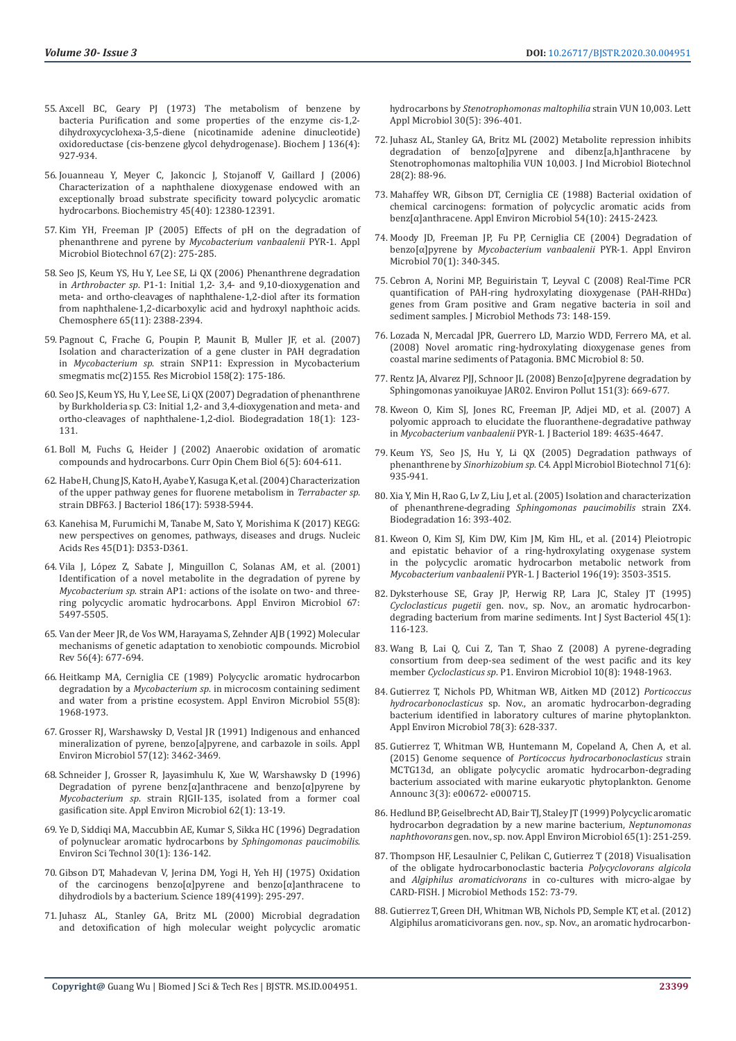55. Axcell BC, Geary PJ (1973) The metabolism of benzene by bacteria Purification and some properties of the enzyme cis-1,2-dihydroxycyclohexa-3,5-diene (nicotinamide adenine dinucleotide) oxidoreductase (cis-benzene glycol dehydrogenase). Biochem J 136(4): 927-934.

56. Jouanneau Y, Meyer C, Jakoncic J, Stojanoff V, Gaillard J (2006) Characterization of a naphthalene dioxygenase endowed with an exceptionally broad substrate specificity toward polycyclic aromatic hydrocarbons. Biochemistry 45(40): 12380-12391.

57. Kim YH, Freeman JP (2005) Effects of pH on the degradation of phenanthrene and pyrene by *Mycobacterium vanbaalenii* PYR-1. Appl Microbiol Biotechnol 67(2): 275-285.

58. Seo JS, Keum YS, Hu Y, Lee SE, Li QX (2006) Phenanthrene degradation in *Arthrobacter sp*. P1-1: Initial 1,2- 3,4- and 9,10-dioxygenation and meta- and ortho-cleavages of naphthalene-1,2-diol after its formation from naphthalene-1,2-dicarboxylic acid and hydroxyl naphthoic acids. Chemosphere 65(11): 2388-2394.

59. Pagnout C, Frache G, Poupin P, Maunit B, Muller JF, et al. (2007) Isolation and characterization of a gene cluster in PAH degradation in *Mycobacterium sp*. strain SNP11: Expression in Mycobacterium smegmatis mc(2)155. Res Microbiol 158(2): 175-186.

60. Seo JS, Keum YS, Hu Y, Lee SE, Li QX (2007) Degradation of phenanthrene by Burkholderia sp. C3: Initial 1,2- and 3,4-dioxygenation and meta- and ortho-cleavages of naphthalene-1,2-diol. Biodegradation 18(1): 123-131.

61. Boll M, Fuchs G, Heider J (2002) Anaerobic oxidation of aromatic compounds and hydrocarbons. Curr Opin Chem Biol 6(5): 604-611.

62. Habe H, Chung JS, Kato H, Ayabe Y, Kasuga K, et al. (2004) Characterization of the upper pathway genes for fluorene metabolism in *Terrabacter sp.* strain DBF63. J Bacteriol 186(17): 5938-5944.

63. Kanehisa M, Furumichi M, Tanabe M, Sato Y, Morishima K (2017) KEGG: new perspectives on genomes, pathways, diseases and drugs. Nucleic Acids Res 45(D1): D353-D361.

64. Vila J, López Z, Sabate J, Minguillon C, Solanas AM, et al. (2001) Identification of a novel metabolite in the degradation of pyrene by *Mycobacterium sp*. strain AP1: actions of the isolate on two- and three-ring polycyclic aromatic hydrocarbons. Appl Environ Microbiol 67: 5497-5505.

65. Van der Meer JR, de Vos WM, Harayama S, Zehnder AJB (1992) Molecular mechanisms of genetic adaptation to xenobiotic compounds. Microbiol Rev 56(4): 677-694.

66. Heitkamp MA, Cerniglia CE (1989) Polycyclic aromatic hydrocarbon degradation by a *Mycobacterium sp*. in microcosm containing sediment and water from a pristine ecosystem. Appl Environ Microbiol 55(8): 1968-1973.

67. Grosser RJ, Warshawsky D, Vestal JR (1991) Indigenous and enhanced mineralization of pyrene, benzo[a]pyrene, and carbazole in soils. Appl Environ Microbiol 57(12): 3462-3469.

68. Schneider J, Grosser R, Jayasimhulu K, Xue W, Warshawsky D (1996) Degradation of pyrene benz[α]anthracene and benzo[α]pyrene by *Mycobacterium sp*. strain RJGII-135, isolated from a former coal gasification site. Appl Environ Microbiol 62(1): 13-19.

69. Ye D, Siddiqi MA, Maccubbin AE, Kumar S, Sikka HC (1996) Degradation of polynuclear aromatic hydrocarbons by *Sphingomonas paucimobilis*. Environ Sci Technol 30(1): 136-142.

70. Gibson DT, Mahadevan V, Jerina DM, Yogi H, Yeh HJ (1975) Oxidation of the carcinogens benzo[α]pyrene and benzo[α]anthracene to dihydrodiols by a bacterium. Science 189(4199): 295-297.

71. Juhasz AL, Stanley GA, Britz ML (2000) Microbial degradation and detoxification of high molecular weight polycyclic aromatic hydrocarbons by *Stenotrophomonas maltophilia* strain VUN 10,003. Lett Appl Microbiol 30(5): 396-401.

72. Juhasz AL, Stanley GA, Britz ML (2002) Metabolite repression inhibits degradation of benzo[α]pyrene and dibenz[a,h]anthracene by Stenotrophomonas maltophilia VUN 10,003. J Ind Microbiol Biotechnol 28(2): 88-96.

73. Mahaffey WR, Gibson DT, Cerniglia CE (1988) Bacterial oxidation of chemical carcinogens: formation of polycyclic aromatic acids from benz[α]anthracene. Appl Environ Microbiol 54(10): 2415-2423.

74. Moody JD, Freeman JP, Fu PP, Cerniglia CE (2004) Degradation of benzo[α]pyrene by *Mycobacterium vanbaalenii* PYR-1. Appl Environ Microbiol 70(1): 340-345.

75. Cebron A, Norini MP, Beguiristain T, Leyval C (2008) Real-Time PCR quantification of PAH-ring hydroxylating dioxygenase (PAH-RHDα) genes from Gram positive and Gram negative bacteria in soil and sediment samples. J Microbiol Methods 73: 148-159.

76. Lozada N, Mercadal JPR, Guerrero LD, Marzio WDD, Ferrero MA, et al. (2008) Novel aromatic ring-hydroxylating dioxygenase genes from coastal marine sediments of Patagonia. BMC Microbiol 8: 50.

77. Rentz JA, Alvarez PJJ, Schnoor JL (2008) Benzo[α]pyrene degradation by Sphingomonas yanoikuyae JAR02. Environ Pollut 151(3): 669-677.

78. Kweon O, Kim SJ, Jones RC, Freeman JP, Adjei MD, et al. (2007) A polyomic approach to elucidate the fluoranthene-degradative pathway in *Mycobacterium vanbaalenii* PYR-1. J Bacteriol 189: 4635-4647.

79. Keum YS, Seo JS, Hu Y, Li QX (2005) Degradation pathways of phenanthrene by *Sinorhizobium sp.* C4. Appl Microbiol Biotechnol 71(6): 935-941.

80. Xia Y, Min H, Rao G, Lv Z, Liu J, et al. (2005) Isolation and characterization of phenanthrene-degrading *Sphingomonas paucimobilis* strain ZX4. Biodegradation 16: 393-402.

81. Kweon O, Kim SJ, Kim DW, Kim JM, Kim HL, et al. (2014) Pleiotropic and epistatic behavior of a ring-hydroxylating oxygenase system in the polycyclic aromatic hydrocarbon metabolic network from *Mycobacterium vanbaalenii* PYR-1. J Bacteriol 196(19): 3503-3515.

82. Dyksterhouse SE, Gray JP, Herwig RP, Lara JC, Staley JT (1995) *Cycloclasticus pugetii* gen. nov., sp. Nov., an aromatic hydrocarbon-degrading bacterium from marine sediments. Int J Syst Bacteriol 45(1): 116-123.

83. Wang B, Lai Q, Cui Z, Tan T, Shao Z (2008) A pyrene-degrading consortium from deep-sea sediment of the west pacific and its key member *Cycloclasticus sp.* P1. Environ Microbiol 10(8): 1948-1963.

84. Gutierrez T, Nichols PD, Whitman WB, Aitken MD (2012) *Porticoccus hydrocarbonoclasticus* sp. Nov., an aromatic hydrocarbon-degrading bacterium identified in laboratory cultures of marine phytoplankton. Appl Environ Microbiol 78(3): 628-337.

85. Gutierrez T, Whitman WB, Huntemann M, Copeland A, Chen A, et al. (2015) Genome sequence of *Porticoccus hydrocarbonoclasticus* strain MCTG13d, an obligate polycyclic aromatic hydrocarbon-degrading bacterium associated with marine eukaryotic phytoplankton. Genome Announc 3(3): e00672- e000715.

86. Hedlund BP, Geiselbrecht AD, Bair TJ, Staley JT (1999) Polycyclic aromatic hydrocarbon degradation by a new marine bacterium, *Neptunomonas naphthovorans* gen. nov., sp. nov. Appl Environ Microbiol 65(1): 251-259.

87. Thompson HF, Lesaulnier C, Pelikan C, Gutierrez T (2018) Visualisation of the obligate hydrocarbonoclastic bacteria *Polycyclovorans algicola* and *Algiphilus aromaticivorans* in co-cultures with micro-algae by CARD-FISH. J Microbiol Methods 152: 73-79.

88. Gutierrez T, Green DH, Whitman WB, Nichols PD, Semple KT, et al. (2012) Algiphilus aromaticivorans gen. nov., sp. Nov., an aromatic hydrocarbon-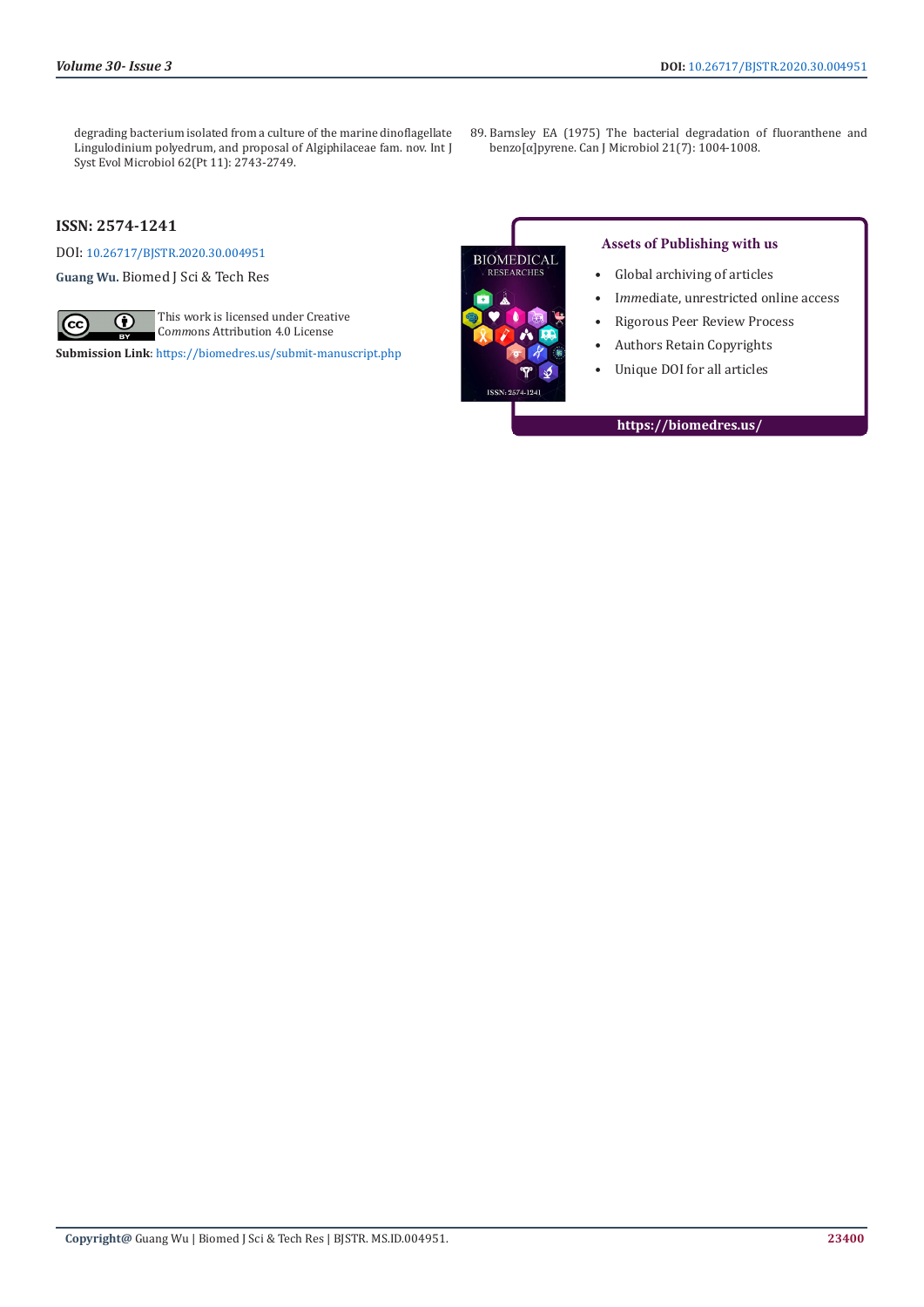degrading bacterium isolated from a culture of the marine dinoflagellate Lingulodinium polyedrum, and proposal of Algiphilaceae fam. nov. Int J Syst Evol Microbiol 62(Pt 11): 2743-2749.

89. Barnsley EA (1975) The bacterial degradation of fluoranthene and benzo[α]pyrene. Can J Microbiol 21(7): 1004-1008.

**ISSN: 2574-1241**

DOI: 10.26717/BJSTR.2020.30.004951

**Guang Wu**. Biomed J Sci & Tech Res

This work is licensed under Creative Commons Attribution 4.0 License

**Submission Link**: https://biomedres.us/submit-manuscript.php

**Assets of Publishing with us**

- Global archiving of articles
- Immediate, unrestricted online access
- Rigorous Peer Review Process
- Authors Retain Copyrights
- Unique DOI for all articles

**https://biomedres.us/**